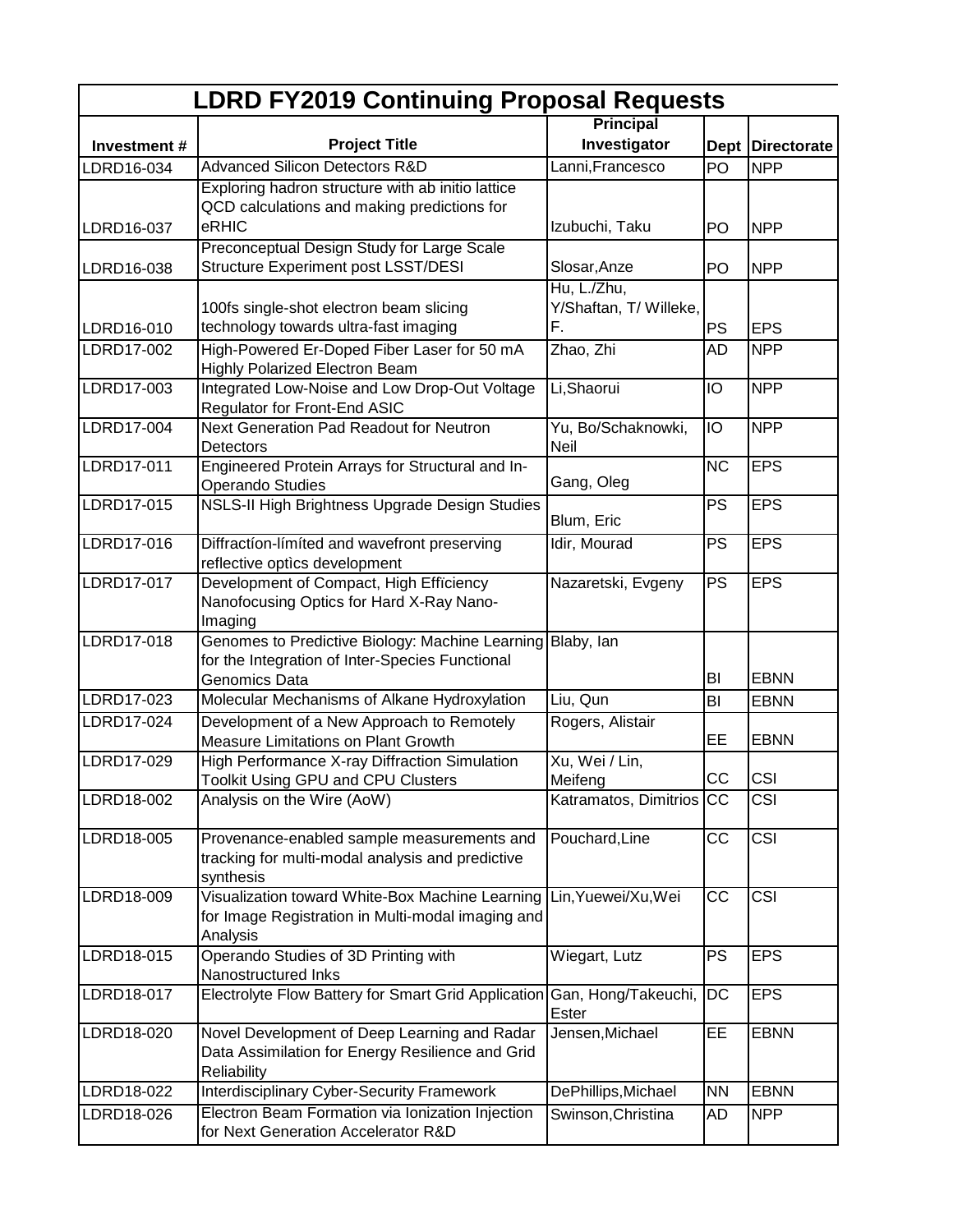# LDRD FY2019 Continuing Proposal Requests

| Investment # | Project Title | Principal Investigator | Dept | Directorate |
|---|---|---|---|---|
| LDRD16-034 | Advanced Silicon Detectors R&D | Lanni,Francesco | PO | NPP |
| LDRD16-037 | Exploring hadron structure with ab initio lattice QCD calculations and making predictions for eRHIC | Izubuchi, Taku | PO | NPP |
| LDRD16-038 | Preconceptual Design Study for Large Scale Structure Experiment post LSST/DESI | Slosar,Anze | PO | NPP |
| LDRD16-010 | 100fs single-shot electron beam slicing technology towards ultra-fast imaging | Hu, L./Zhu, Y/Shaftan, T/ Willeke, F. | PS | EPS |
| LDRD17-002 | High-Powered Er-Doped Fiber Laser for 50 mA Highly Polarized Electron Beam | Zhao, Zhi | AD | NPP |
| LDRD17-003 | Integrated Low-Noise and Low Drop-Out Voltage Regulator for Front-End ASIC | Li,Shaorui | IO | NPP |
| LDRD17-004 | Next Generation Pad Readout for Neutron Detectors | Yu, Bo/Schaknowski, Neil | IO | NPP |
| LDRD17-011 | Engineered Protein Arrays for Structural and In-Operando Studies | Gang, Oleg | NC | EPS |
| LDRD17-015 | NSLS-II High Brightness Upgrade Design Studies | Blum, Eric | PS | EPS |
| LDRD17-016 | Diffractíon-límíted and wavefront preserving reflective optìcs development | Idir, Mourad | PS | EPS |
| LDRD17-017 | Development of Compact, High Effïciency Nanofocusing Optics for Hard X-Ray Nano-Imaging | Nazaretski, Evgeny | PS | EPS |
| LDRD17-018 | Genomes to Predictive Biology: Machine Learning for the Integration of Inter-Species Functional Genomics Data | Blaby, Ian | BI | EBNN |
| LDRD17-023 | Molecular Mechanisms of Alkane Hydroxylation | Liu, Qun | BI | EBNN |
| LDRD17-024 | Development of a New Approach to Remotely Measure Limitations on Plant Growth | Rogers, Alistair | EE | EBNN |
| LDRD17-029 | High Performance X-ray Diffraction Simulation Toolkit Using GPU and CPU Clusters | Xu, Wei / Lin, Meifeng | CC | CSI |
| LDRD18-002 | Analysis on the Wire (AoW) | Katramatos, Dimitrios | CC | CSI |
| LDRD18-005 | Provenance-enabled sample measurements and tracking for multi-modal analysis and predictive synthesis | Pouchard,Line | CC | CSI |
| LDRD18-009 | Visualization toward White-Box Machine Learning for Image Registration in Multi-modal imaging and Analysis | Lin,Yuewei/Xu,Wei | CC | CSI |
| LDRD18-015 | Operando Studies of 3D Printing with Nanostructured Inks | Wiegart, Lutz | PS | EPS |
| LDRD18-017 | Electrolyte Flow Battery for Smart Grid Application | Gan, Hong/Takeuchi, Ester | DC | EPS |
| LDRD18-020 | Novel Development of Deep Learning and Radar Data Assimilation for Energy Resilience and Grid Reliability | Jensen,Michael | EE | EBNN |
| LDRD18-022 | Interdisciplinary Cyber-Security Framework | DePhillips,Michael | NN | EBNN |
| LDRD18-026 | Electron Beam Formation via Ionization Injection for Next Generation Accelerator R&D | Swinson,Christina | AD | NPP |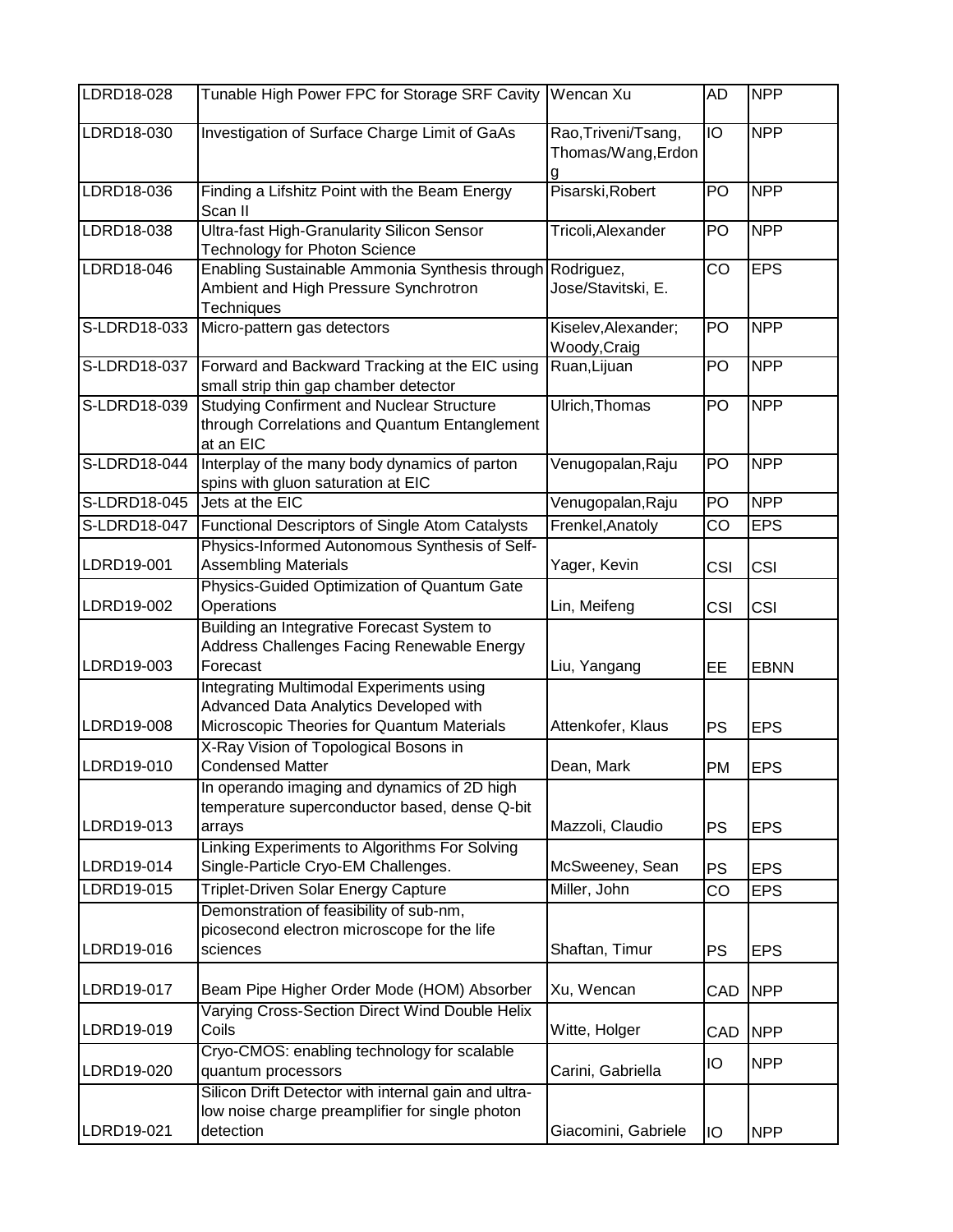| LDRD18-028 | Tunable High Power FPC for Storage SRF Cavity | Wencan Xu | AD | NPP |
|---|---|---|---|---|
| LDRD18-030 | Investigation of Surface Charge Limit of GaAs | Rao,Triveni/Tsang, Thomas/Wang,Erdong | IO | NPP |
| LDRD18-036 | Finding a Lifshitz Point with the Beam Energy Scan II | Pisarski,Robert | PO | NPP |
| LDRD18-038 | Ultra-fast High-Granularity Silicon Sensor Technology for Photon Science | Tricoli,Alexander | PO | NPP |
| LDRD18-046 | Enabling Sustainable Ammonia Synthesis through Ambient and High Pressure Synchrotron Techniques | Rodriguez, Jose/Stavitski, E. | CO | EPS |
| S-LDRD18-033 | Micro-pattern gas detectors | Kiselev,Alexander; Woody,Craig | PO | NPP |
| S-LDRD18-037 | Forward and Backward Tracking at the EIC using small strip thin gap chamber detector | Ruan,Lijuan | PO | NPP |
| S-LDRD18-039 | Studying Confirment and Nuclear Structure through Correlations and Quantum Entanglement at an EIC | Ulrich,Thomas | PO | NPP |
| S-LDRD18-044 | Interplay of the many body dynamics of parton spins with gluon saturation at EIC | Venugopalan,Raju | PO | NPP |
| S-LDRD18-045 | Jets at the EIC | Venugopalan,Raju | PO | NPP |
| S-LDRD18-047 | Functional Descriptors of Single Atom Catalysts | Frenkel,Anatoly | CO | EPS |
| LDRD19-001 | Physics-Informed Autonomous Synthesis of Self-Assembling Materials | Yager, Kevin | CSI | CSI |
| LDRD19-002 | Physics-Guided Optimization of Quantum Gate Operations | Lin, Meifeng | CSI | CSI |
| LDRD19-003 | Building an Integrative Forecast System to Address Challenges Facing Renewable Energy Forecast | Liu, Yangang | EE | EBNN |
| LDRD19-008 | Integrating Multimodal Experiments using Advanced Data Analytics Developed with Microscopic Theories for Quantum Materials | Attenkofer, Klaus | PS | EPS |
| LDRD19-010 | X-Ray Vision of Topological Bosons in Condensed Matter | Dean, Mark | PM | EPS |
| LDRD19-013 | In operando imaging and dynamics of 2D high temperature superconductor based, dense Q-bit arrays | Mazzoli, Claudio | PS | EPS |
| LDRD19-014 | Linking Experiments to Algorithms For Solving Single-Particle Cryo-EM Challenges. | McSweeney, Sean | PS | EPS |
| LDRD19-015 | Triplet-Driven Solar Energy Capture | Miller, John | CO | EPS |
| LDRD19-016 | Demonstration of feasibility of sub-nm, picosecond electron microscope for the life sciences | Shaftan, Timur | PS | EPS |
| LDRD19-017 | Beam Pipe Higher Order Mode (HOM) Absorber | Xu, Wencan | CAD | NPP |
| LDRD19-019 | Varying Cross-Section Direct Wind Double Helix Coils | Witte, Holger | CAD | NPP |
| LDRD19-020 | Cryo-CMOS: enabling technology for scalable quantum processors | Carini, Gabriella | IO | NPP |
| LDRD19-021 | Silicon Drift Detector with internal gain and ultra-low noise charge preamplifier for single photon detection | Giacomini, Gabriele | IO | NPP |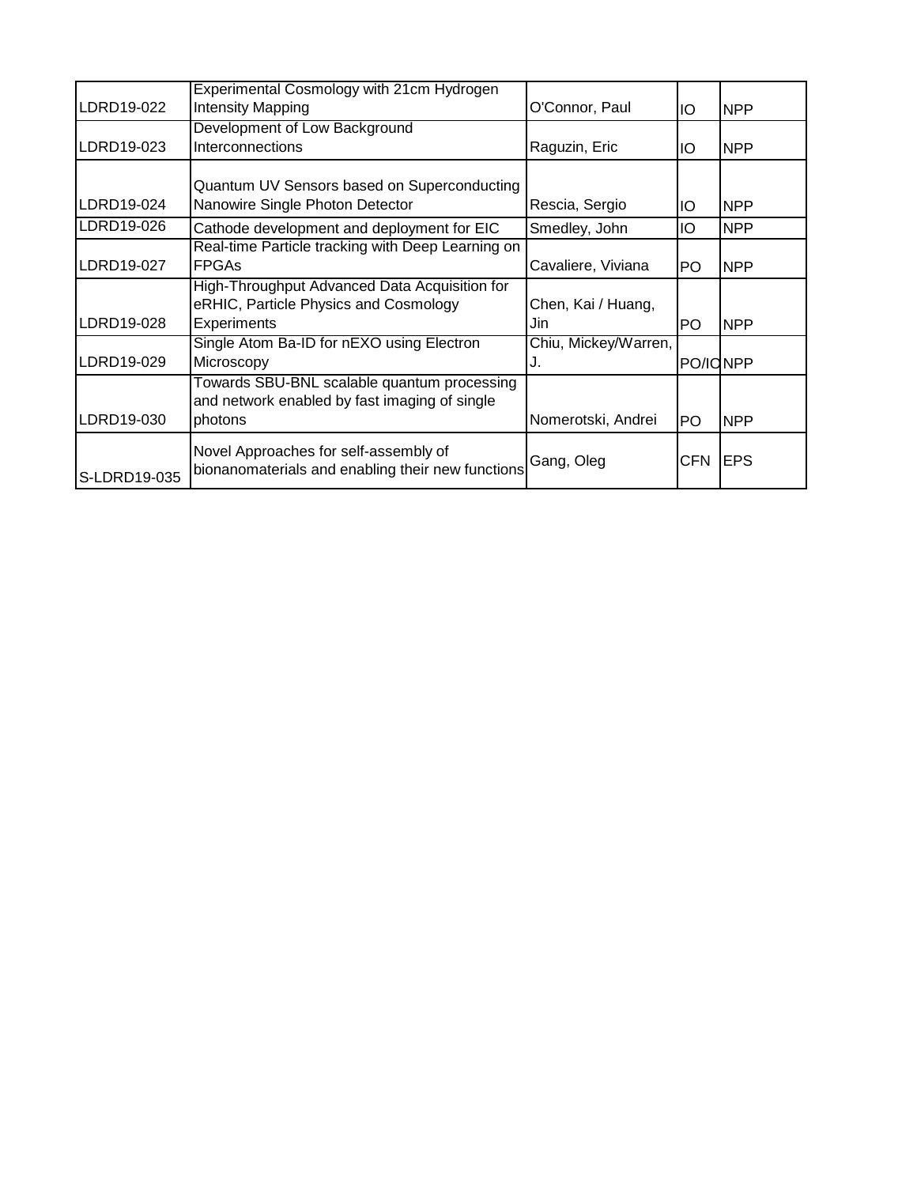| | | | | |
|---|---|---|---|---|
| LDRD19-022 | Experimental Cosmology with 21cm Hydrogen Intensity Mapping | O'Connor, Paul | IO | NPP |
| LDRD19-023 | Development of Low Background Interconnections | Raguzin, Eric | IO | NPP |
| LDRD19-024 | Quantum UV Sensors based on Superconducting Nanowire Single Photon Detector | Rescia, Sergio | IO | NPP |
| LDRD19-026 | Cathode development and deployment for EIC | Smedley, John | IO | NPP |
| LDRD19-027 | Real-time Particle tracking with Deep Learning on FPGAs | Cavaliere, Viviana | PO | NPP |
| LDRD19-028 | High-Throughput Advanced Data Acquisition for eRHIC, Particle Physics and Cosmology Experiments | Chen, Kai / Huang, Jin | PO | NPP |
| LDRD19-029 | Single Atom Ba-ID for nEXO using Electron Microscopy | Chiu, Mickey/Warren, J. | PO/IO | NPP |
| LDRD19-030 | Towards SBU-BNL scalable quantum processing and network enabled by fast imaging of single photons | Nomerotski, Andrei | PO | NPP |
| S-LDRD19-035 | Novel Approaches for self-assembly of bionanomaterials and enabling their new functions | Gang, Oleg | CFN | EPS |